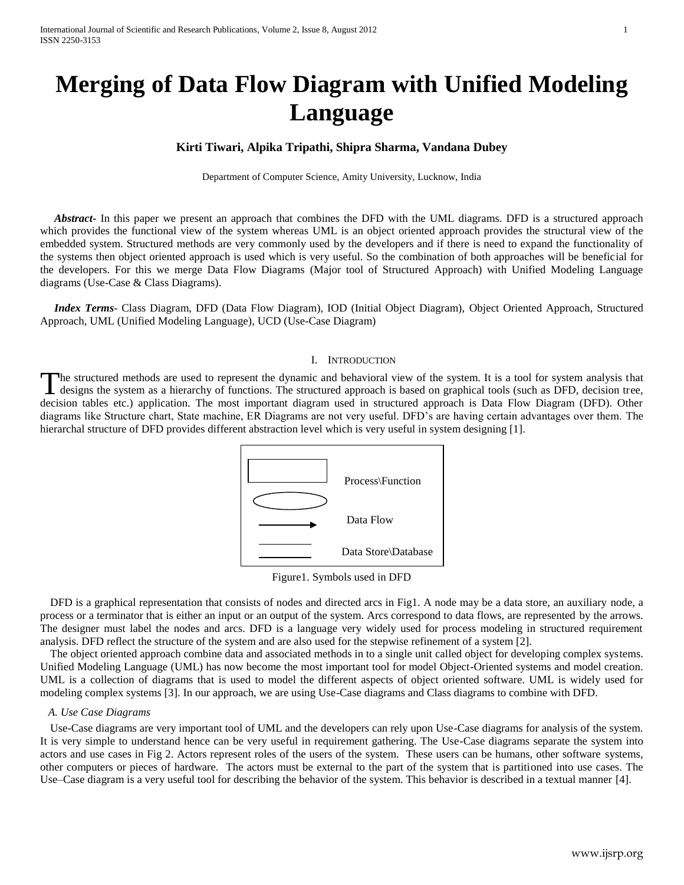# Merging of Data Flow Diagram with Unified Modeling Language

**Kirti Tiwari, Alpika Tripathi, Shipra Sharma, Vandana Dubey**

Department of Computer Science, Amity University, Lucknow, India

***Abstract-*** In this paper we present an approach that combines the DFD with the UML diagrams. DFD is a structured approach which provides the functional view of the system whereas UML is an object oriented approach provides the structural view of the embedded system. Structured methods are very commonly used by the developers and if there is need to expand the functionality of the systems then object oriented approach is used which is very useful. So the combination of both approaches will be beneficial for the developers. For this we merge Data Flow Diagrams (Major tool of Structured Approach) with Unified Modeling Language diagrams (Use-Case & Class Diagrams).

***Index Terms-*** Class Diagram, DFD (Data Flow Diagram), IOD (Initial Object Diagram), Object Oriented Approach, Structured Approach, UML (Unified Modeling Language), UCD (Use-Case Diagram)

## I. Introduction

The structured methods are used to represent the dynamic and behavioral view of the system. It is a tool for system analysis that designs the system as a hierarchy of functions. The structured approach is based on graphical tools (such as DFD, decision tree, decision tables etc.) application. The most important diagram used in structured approach is Data Flow Diagram (DFD). Other diagrams like Structure chart, State machine, ER Diagrams are not very useful. DFD's are having certain advantages over them. The hierarchal structure of DFD provides different abstraction level which is very useful in system designing [1].

Process\Function

Data Flow

Data Store\Database

Figure1. Symbols used in DFD

DFD is a graphical representation that consists of nodes and directed arcs in Fig1. A node may be a data store, an auxiliary node, a process or a terminator that is either an input or an output of the system. Arcs correspond to data flows, are represented by the arrows. The designer must label the nodes and arcs. DFD is a language very widely used for process modeling in structured requirement analysis. DFD reflect the structure of the system and are also used for the stepwise refinement of a system [2].

The object oriented approach combine data and associated methods in to a single unit called object for developing complex systems. Unified Modeling Language (UML) has now become the most important tool for model Object-Oriented systems and model creation. UML is a collection of diagrams that is used to model the different aspects of object oriented software. UML is widely used for modeling complex systems [3]. In our approach, we are using Use-Case diagrams and Class diagrams to combine with DFD.

### *A. Use Case Diagrams*

Use-Case diagrams are very important tool of UML and the developers can rely upon Use-Case diagrams for analysis of the system. It is very simple to understand hence can be very useful in requirement gathering. The Use-Case diagrams separate the system into actors and use cases in Fig 2. Actors represent roles of the users of the system. These users can be humans, other software systems, other computers or pieces of hardware. The actors must be external to the part of the system that is partitioned into use cases. The Use–Case diagram is a very useful tool for describing the behavior of the system. This behavior is described in a textual manner [4].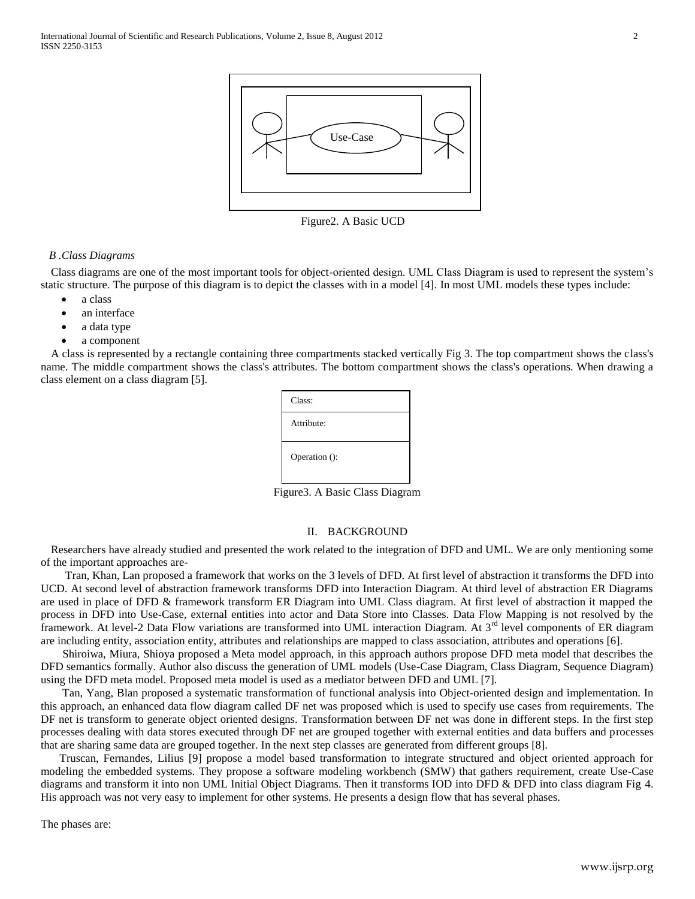Use-Case

Figure2. A Basic UCD

### *B .Class Diagrams*

Class diagrams are one of the most important tools for object-oriented design. UML Class Diagram is used to represent the system's static structure. The purpose of this diagram is to depict the classes with in a model [4]. In most UML models these types include:

- a class
- an interface
- a data type
- a component

A class is represented by a rectangle containing three compartments stacked vertically Fig 3. The top compartment shows the class's name. The middle compartment shows the class's attributes. The bottom compartment shows the class's operations. When drawing a class element on a class diagram [5].

| Class: |
| --- |
| Attribute: |
| Operation (): |

Figure3. A Basic Class Diagram

## II. BACKGROUND

Researchers have already studied and presented the work related to the integration of DFD and UML. We are only mentioning some of the important approaches are-

Tran, Khan, Lan proposed a framework that works on the 3 levels of DFD. At first level of abstraction it transforms the DFD into UCD. At second level of abstraction framework transforms DFD into Interaction Diagram. At third level of abstraction ER Diagrams are used in place of DFD & framework transform ER Diagram into UML Class diagram. At first level of abstraction it mapped the process in DFD into Use-Case, external entities into actor and Data Store into Classes. Data Flow Mapping is not resolved by the framework. At level-2 Data Flow variations are transformed into UML interaction Diagram. At 3rd level components of ER diagram are including entity, association entity, attributes and relationships are mapped to class association, attributes and operations [6].

Shiroiwa, Miura, Shioya proposed a Meta model approach, in this approach authors propose DFD meta model that describes the DFD semantics formally. Author also discuss the generation of UML models (Use-Case Diagram, Class Diagram, Sequence Diagram) using the DFD meta model. Proposed meta model is used as a mediator between DFD and UML [7].

Tan, Yang, Blan proposed a systematic transformation of functional analysis into Object-oriented design and implementation. In this approach, an enhanced data flow diagram called DF net was proposed which is used to specify use cases from requirements. The DF net is transform to generate object oriented designs. Transformation between DF net was done in different steps. In the first step processes dealing with data stores executed through DF net are grouped together with external entities and data buffers and processes that are sharing same data are grouped together. In the next step classes are generated from different groups [8].

Truscan, Fernandes, Lilius [9] propose a model based transformation to integrate structured and object oriented approach for modeling the embedded systems. They propose a software modeling workbench (SMW) that gathers requirement, create Use-Case diagrams and transform it into non UML Initial Object Diagrams. Then it transforms IOD into DFD & DFD into class diagram Fig 4. His approach was not very easy to implement for other systems. He presents a design flow that has several phases.

The phases are: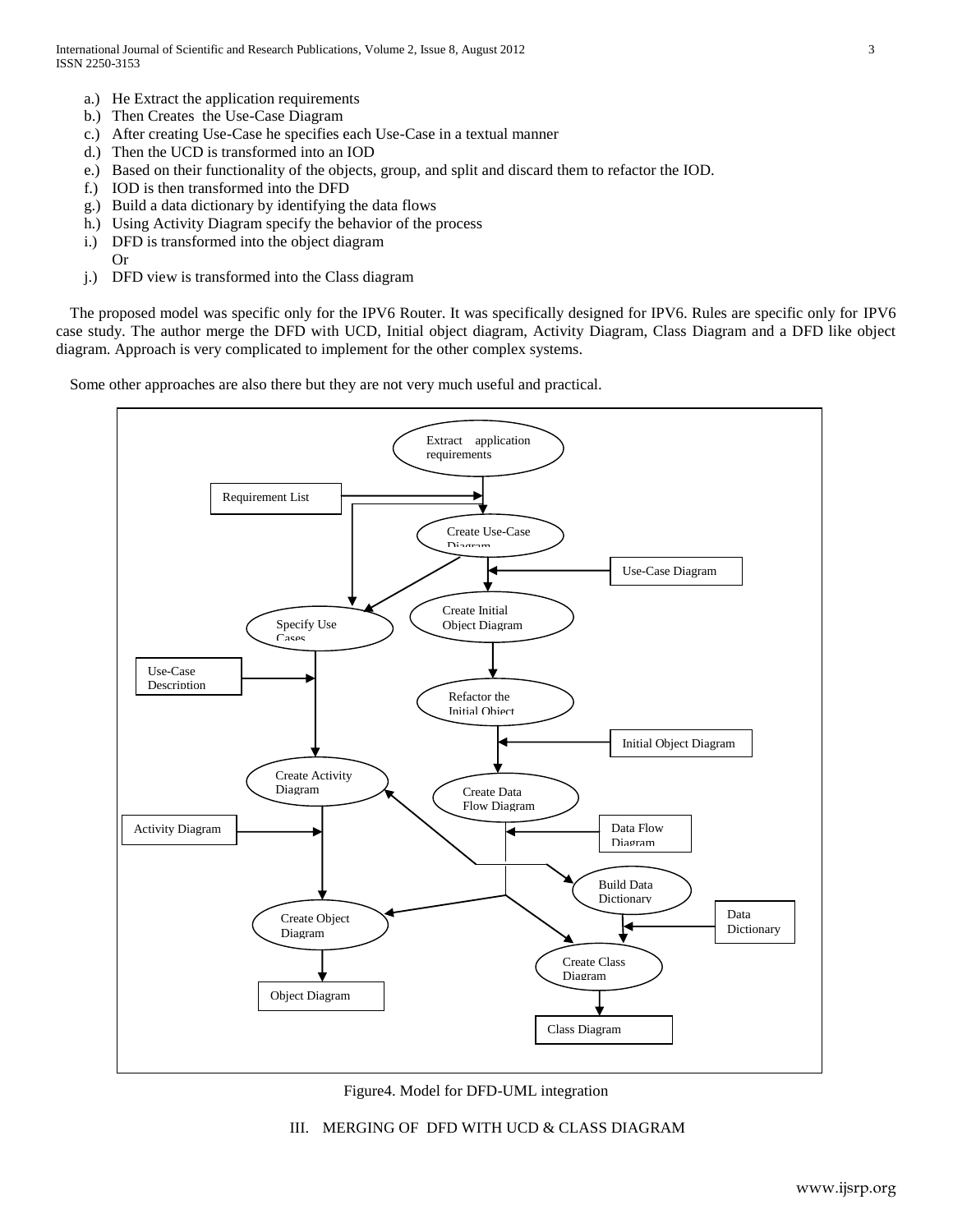a.) He Extract the application requirements
b.) Then Creates the Use-Case Diagram
c.) After creating Use-Case he specifies each Use-Case in a textual manner
d.) Then the UCD is transformed into an IOD
e.) Based on their functionality of the objects, group, and split and discard them to refactor the IOD.
f.) IOD is then transformed into the DFD
g.) Build a data dictionary by identifying the data flows
h.) Using Activity Diagram specify the behavior of the process
i.) DFD is transformed into the object diagram
Or
j.) DFD view is transformed into the Class diagram

The proposed model was specific only for the IPV6 Router. It was specifically designed for IPV6. Rules are specific only for IPV6 case study. The author merge the DFD with UCD, Initial object diagram, Activity Diagram, Class Diagram and a DFD like object diagram. Approach is very complicated to implement for the other complex systems.

Some other approaches are also there but they are not very much useful and practical.

Figure4. Model for DFD-UML integration

## III. MERGING OF DFD WITH UCD & CLASS DIAGRAM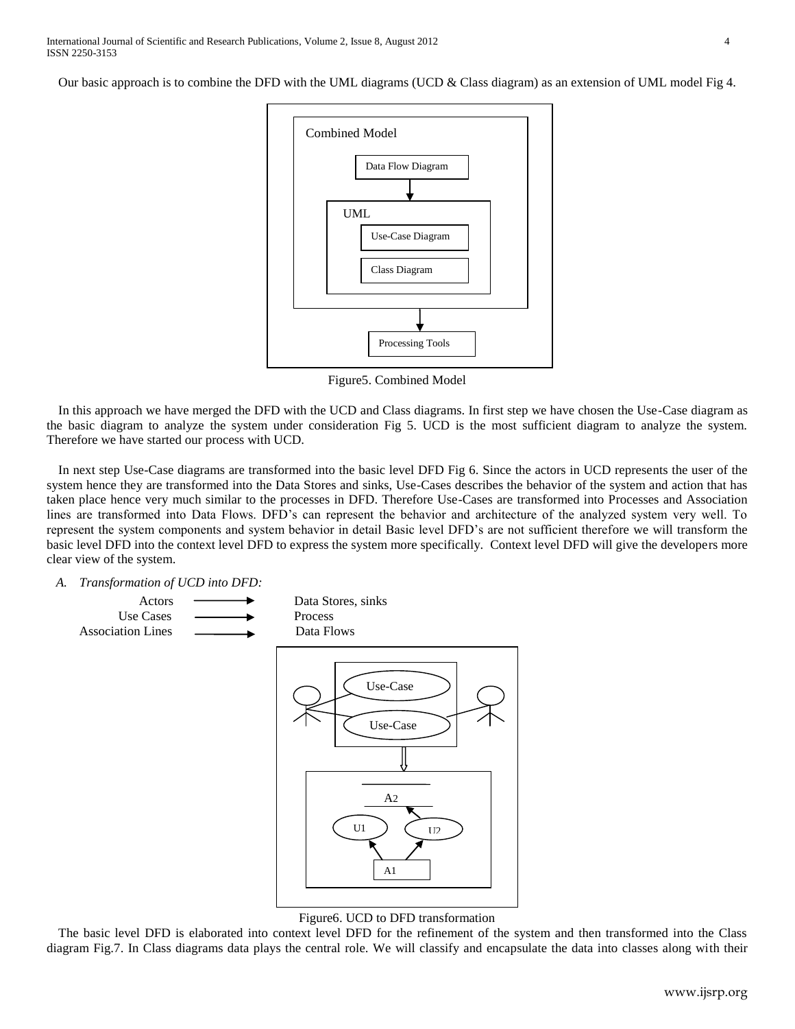Our basic approach is to combine the DFD with the UML diagrams (UCD & Class diagram) as an extension of UML model Fig 4.

Combined Model

Data Flow Diagram

UML

Use-Case Diagram

Class Diagram

Processing Tools

Figure5. Combined Model

In this approach we have merged the DFD with the UCD and Class diagrams. In first step we have chosen the Use-Case diagram as the basic diagram to analyze the system under consideration Fig 5. UCD is the most sufficient diagram to analyze the system. Therefore we have started our process with UCD.

In next step Use-Case diagrams are transformed into the basic level DFD Fig 6. Since the actors in UCD represents the user of the system hence they are transformed into the Data Stores and sinks, Use-Cases describes the behavior of the system and action that has taken place hence very much similar to the processes in DFD. Therefore Use-Cases are transformed into Processes and Association lines are transformed into Data Flows. DFD's can represent the behavior and architecture of the analyzed system very well. To represent the system components and system behavior in detail Basic level DFD's are not sufficient therefore we will transform the basic level DFD into the context level DFD to express the system more specifically. Context level DFD will give the developers more clear view of the system.

*A. Transformation of UCD into DFD:*

Actors → Data Stores, sinks
Use Cases → Process
Association Lines → Data Flows

Use-Case

Use-Case

A2

U1

U2

A1

Figure6. UCD to DFD transformation

The basic level DFD is elaborated into context level DFD for the refinement of the system and then transformed into the Class diagram Fig.7. In Class diagrams data plays the central role. We will classify and encapsulate the data into classes along with their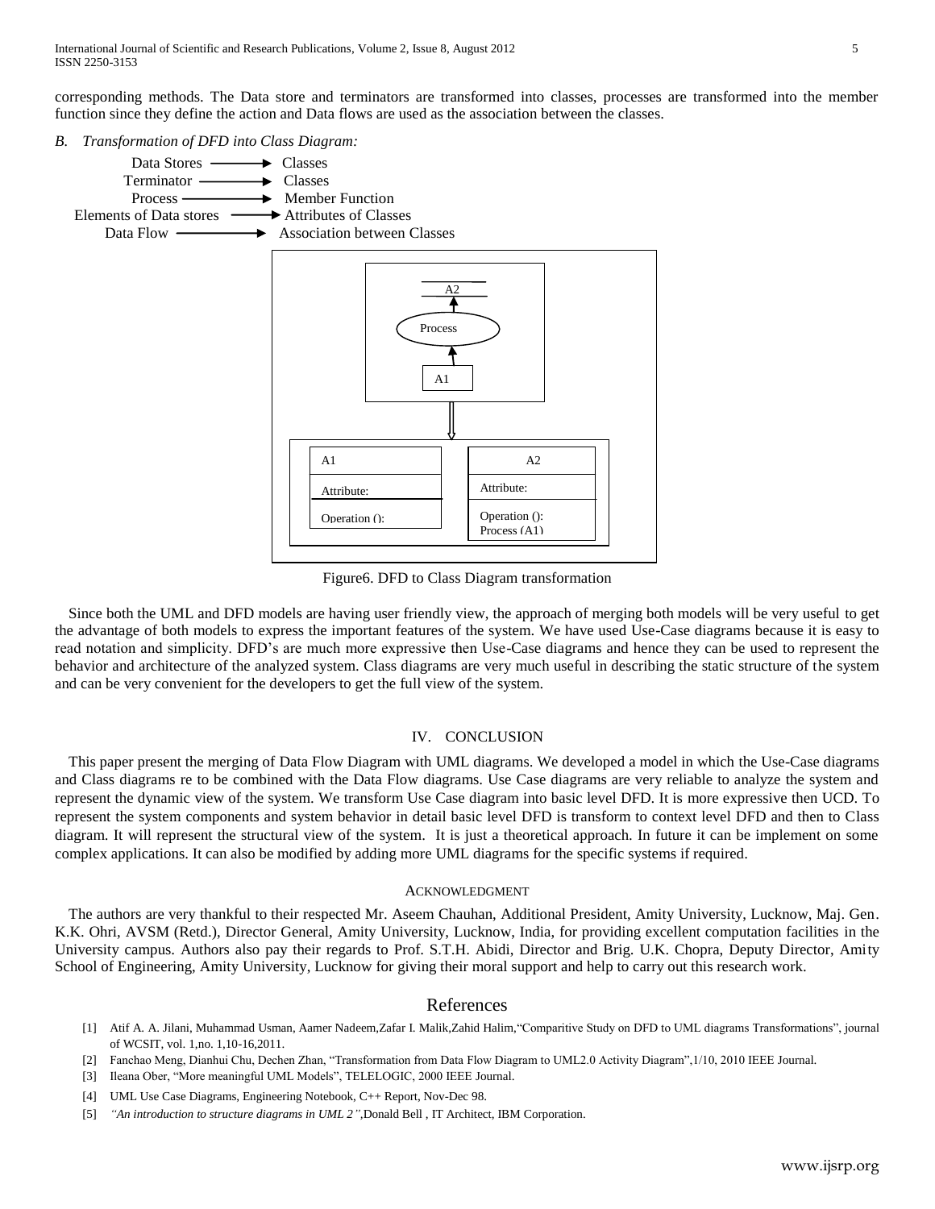corresponding methods. The Data store and terminators are transformed into classes, processes are transformed into the member function since they define the action and Data flows are used as the association between the classes.

### *B. Transformation of DFD into Class Diagram:*

Data Stores → Classes
Terminator → Classes
Process → Member Function
Elements of Data stores → Attributes of Classes
Data Flow → Association between Classes

Figure6. DFD to Class Diagram transformation

Since both the UML and DFD models are having user friendly view, the approach of merging both models will be very useful to get the advantage of both models to express the important features of the system. We have used Use-Case diagrams because it is easy to read notation and simplicity. DFD's are much more expressive then Use-Case diagrams and hence they can be used to represent the behavior and architecture of the analyzed system. Class diagrams are very much useful in describing the static structure of the system and can be very convenient for the developers to get the full view of the system.

## IV. CONCLUSION

This paper present the merging of Data Flow Diagram with UML diagrams. We developed a model in which the Use-Case diagrams and Class diagrams re to be combined with the Data Flow diagrams. Use Case diagrams are very reliable to analyze the system and represent the dynamic view of the system. We transform Use Case diagram into basic level DFD. It is more expressive then UCD. To represent the system components and system behavior in detail basic level DFD is transform to context level DFD and then to Class diagram. It will represent the structural view of the system. It is just a theoretical approach. In future it can be implement on some complex applications. It can also be modified by adding more UML diagrams for the specific systems if required.

## ACKNOWLEDGMENT

The authors are very thankful to their respected Mr. Aseem Chauhan, Additional President, Amity University, Lucknow, Maj. Gen. K.K. Ohri, AVSM (Retd.), Director General, Amity University, Lucknow, India, for providing excellent computation facilities in the University campus. Authors also pay their regards to Prof. S.T.H. Abidi, Director and Brig. U.K. Chopra, Deputy Director, Amity School of Engineering, Amity University, Lucknow for giving their moral support and help to carry out this research work.

## References

[1] Atif A. A. Jilani, Muhammad Usman, Aamer Nadeem,Zafar I. Malik,Zahid Halim,"Comparitive Study on DFD to UML diagrams Transformations", journal of WCSIT, vol. 1,no. 1,10-16,2011.

[2] Fanchao Meng, Dianhui Chu, Dechen Zhan, "Transformation from Data Flow Diagram to UML2.0 Activity Diagram",1/10, 2010 IEEE Journal.

[3] Ileana Ober, "More meaningful UML Models", TELELOGIC, 2000 IEEE Journal.

[4] UML Use Case Diagrams, Engineering Notebook, C++ Report, Nov-Dec 98.

[5] *"An introduction to structure diagrams in UML 2"*,Donald Bell , IT Architect, IBM Corporation.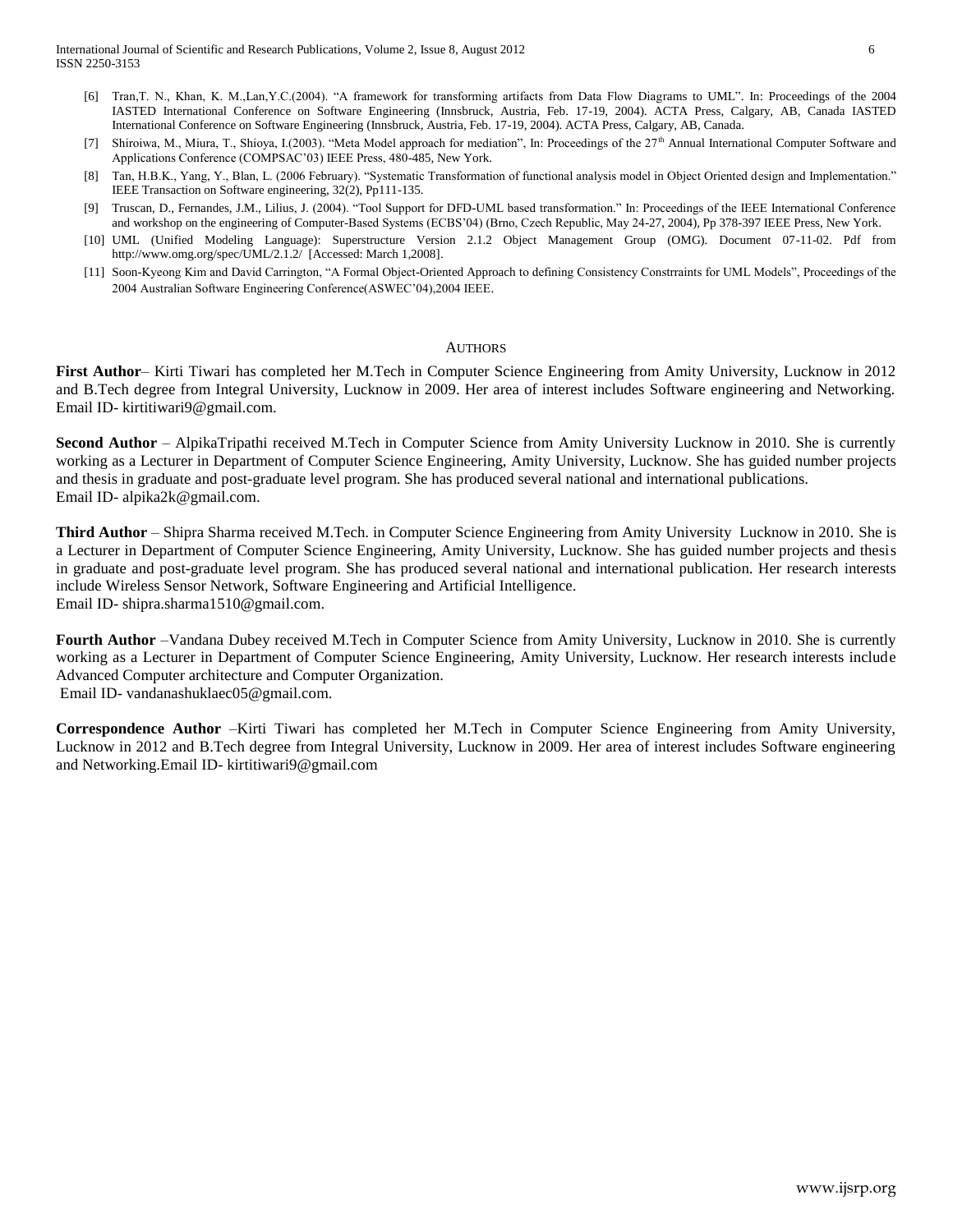[6] Tran,T. N., Khan, K. M.,Lan,Y.C.(2004). "A framework for transforming artifacts from Data Flow Diagrams to UML". In: Proceedings of the 2004 IASTED International Conference on Software Engineering (Innsbruck, Austria, Feb. 17-19, 2004). ACTA Press, Calgary, AB, Canada IASTED International Conference on Software Engineering (Innsbruck, Austria, Feb. 17-19, 2004). ACTA Press, Calgary, AB, Canada.

[7] Shiroiwa, M., Miura, T., Shioya, I.(2003). "Meta Model approach for mediation", In: Proceedings of the 27th Annual International Computer Software and Applications Conference (COMPSAC'03) IEEE Press, 480-485, New York.

[8] Tan, H.B.K., Yang, Y., Blan, L. (2006 February). "Systematic Transformation of functional analysis model in Object Oriented design and Implementation." IEEE Transaction on Software engineering, 32(2), Pp111-135.

[9] Truscan, D., Fernandes, J.M., Lilius, J. (2004). "Tool Support for DFD-UML based transformation." In: Proceedings of the IEEE International Conference and workshop on the engineering of Computer-Based Systems (ECBS'04) (Brno, Czech Republic, May 24-27, 2004), Pp 378-397 IEEE Press, New York.

[10] UML (Unified Modeling Language): Superstructure Version 2.1.2 Object Management Group (OMG). Document 07-11-02. Pdf from http://www.omg.org/spec/UML/2.1.2/ [Accessed: March 1,2008].

[11] Soon-Kyeong Kim and David Carrington, "A Formal Object-Oriented Approach to defining Consistency Constrraints for UML Models", Proceedings of the 2004 Australian Software Engineering Conference(ASWEC'04),2004 IEEE.

## Authors

**First Author**– Kirti Tiwari has completed her M.Tech in Computer Science Engineering from Amity University, Lucknow in 2012 and B.Tech degree from Integral University, Lucknow in 2009. Her area of interest includes Software engineering and Networking. Email ID- kirtitiwari9@gmail.com.

**Second Author** – AlpikaTripathi received M.Tech in Computer Science from Amity University Lucknow in 2010. She is currently working as a Lecturer in Department of Computer Science Engineering, Amity University, Lucknow. She has guided number projects and thesis in graduate and post-graduate level program. She has produced several national and international publications.
Email ID- alpika2k@gmail.com.

**Third Author** – Shipra Sharma received M.Tech. in Computer Science Engineering from Amity University Lucknow in 2010. She is a Lecturer in Department of Computer Science Engineering, Amity University, Lucknow. She has guided number projects and thesis in graduate and post-graduate level program. She has produced several national and international publication. Her research interests include Wireless Sensor Network, Software Engineering and Artificial Intelligence.
Email ID- shipra.sharma1510@gmail.com.

**Fourth Author** –Vandana Dubey received M.Tech in Computer Science from Amity University, Lucknow in 2010. She is currently working as a Lecturer in Department of Computer Science Engineering, Amity University, Lucknow. Her research interests include Advanced Computer architecture and Computer Organization.
Email ID- vandanashuklaec05@gmail.com.

**Correspondence Author** –Kirti Tiwari has completed her M.Tech in Computer Science Engineering from Amity University, Lucknow in 2012 and B.Tech degree from Integral University, Lucknow in 2009. Her area of interest includes Software engineering and Networking.Email ID- kirtitiwari9@gmail.com